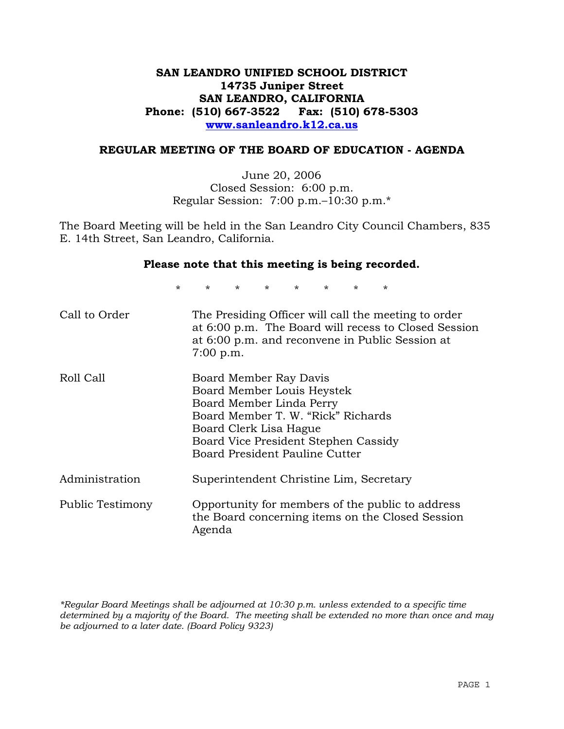# SAN LEANDRO UNIFIED SCHOOL DISTRICT
**14735 Juniper Street**
**SAN LEANDRO, CALIFORNIA**
**Phone: (510) 667-3522 Fax: (510) 678-5303**
**www.sanleandro.k12.ca.us**

## REGULAR MEETING OF THE BOARD OF EDUCATION - AGENDA

June 20, 2006
Closed Session: 6:00 p.m.
Regular Session: 7:00 p.m.–10:30 p.m.*

The Board Meeting will be held in the San Leandro City Council Chambers, 835 E. 14th Street, San Leandro, California.

**Please note that this meeting is being recorded.**

\* \* \* \* \* \* \* \*

| | |
|---|---|
| Call to Order | The Presiding Officer will call the meeting to order at 6:00 p.m. The Board will recess to Closed Session at 6:00 p.m. and reconvene in Public Session at 7:00 p.m. |
| Roll Call | Board Member Ray Davis<br>Board Member Louis Heystek<br>Board Member Linda Perry<br>Board Member T. W. "Rick" Richards<br>Board Clerk Lisa Hague<br>Board Vice President Stephen Cassidy<br>Board President Pauline Cutter |
| Administration | Superintendent Christine Lim, Secretary |
| Public Testimony | Opportunity for members of the public to address the Board concerning items on the Closed Session Agenda |

*\*Regular Board Meetings shall be adjourned at 10:30 p.m. unless extended to a specific time determined by a majority of the Board. The meeting shall be extended no more than once and may be adjourned to a later date. (Board Policy 9323)*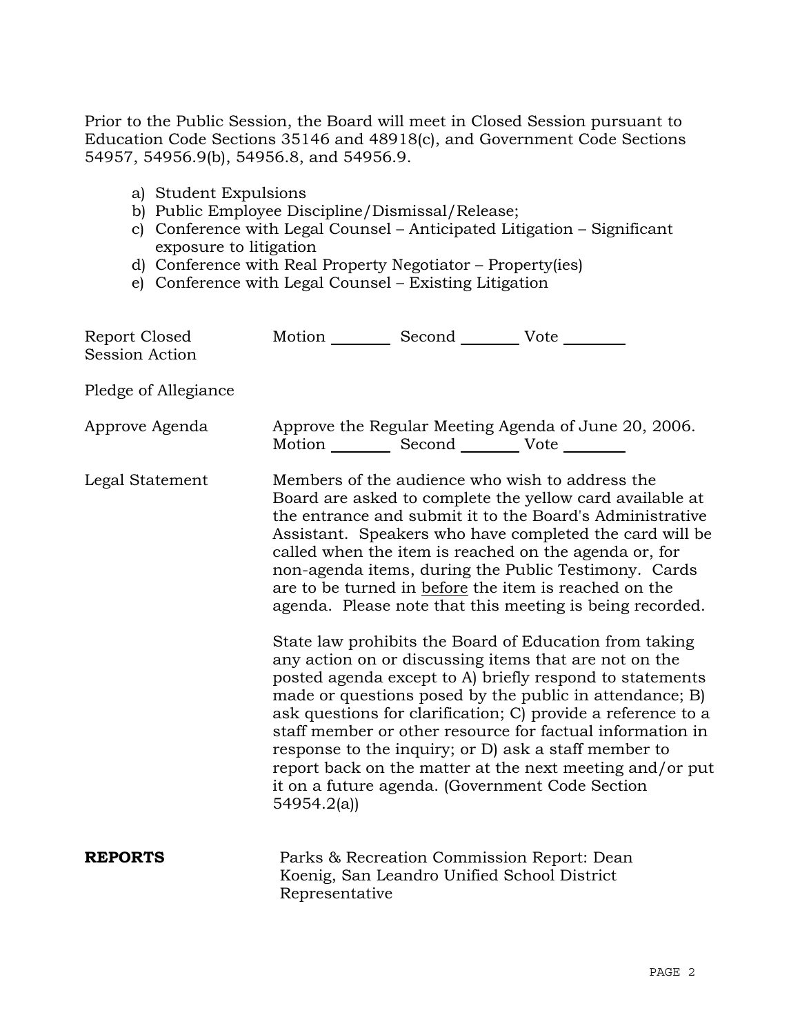Prior to the Public Session, the Board will meet in Closed Session pursuant to Education Code Sections 35146 and 48918(c), and Government Code Sections 54957, 54956.9(b), 54956.8, and 54956.9.

a) Student Expulsions
b) Public Employee Discipline/Dismissal/Release;
c) Conference with Legal Counsel – Anticipated Litigation – Significant exposure to litigation
d) Conference with Real Property Negotiator – Property(ies)
e) Conference with Legal Counsel – Existing Litigation

Report Closed Session Action — Motion ________ Second ________ Vote ________

Pledge of Allegiance

Approve Agenda — Approve the Regular Meeting Agenda of June 20, 2006.
Motion ________ Second ________ Vote ________

Legal Statement — Members of the audience who wish to address the Board are asked to complete the yellow card available at the entrance and submit it to the Board's Administrative Assistant. Speakers who have completed the card will be called when the item is reached on the agenda or, for non-agenda items, during the Public Testimony. Cards are to be turned in <u>before</u> the item is reached on the agenda. Please note that this meeting is being recorded.

State law prohibits the Board of Education from taking any action on or discussing items that are not on the posted agenda except to A) briefly respond to statements made or questions posed by the public in attendance; B) ask questions for clarification; C) provide a reference to a staff member or other resource for factual information in response to the inquiry; or D) ask a staff member to report back on the matter at the next meeting and/or put it on a future agenda. (Government Code Section 54954.2(a))

**REPORTS** — Parks & Recreation Commission Report: Dean Koenig, San Leandro Unified School District Representative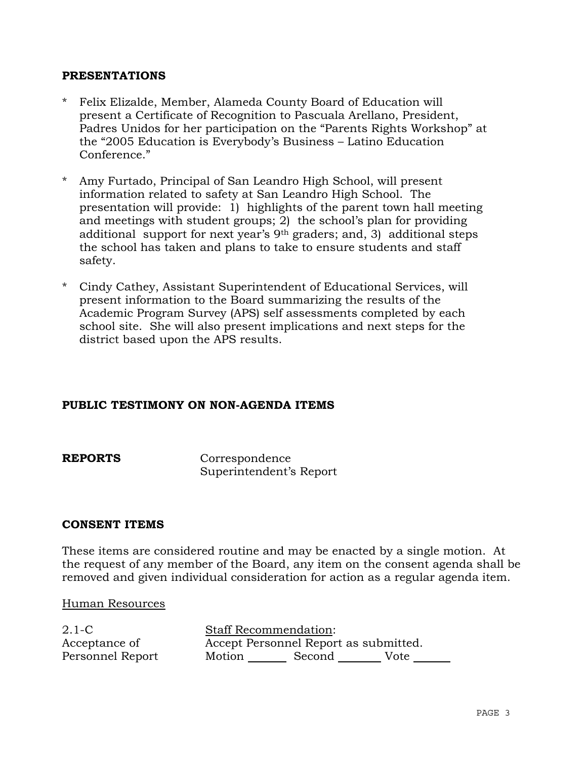## PRESENTATIONS

* Felix Elizalde, Member, Alameda County Board of Education will present a Certificate of Recognition to Pascuala Arellano, President, Padres Unidos for her participation on the "Parents Rights Workshop" at the "2005 Education is Everybody's Business – Latino Education Conference."

* Amy Furtado, Principal of San Leandro High School, will present information related to safety at San Leandro High School. The presentation will provide: 1) highlights of the parent town hall meeting and meetings with student groups; 2) the school's plan for providing additional support for next year's 9th graders; and, 3) additional steps the school has taken and plans to take to ensure students and staff safety.

* Cindy Cathey, Assistant Superintendent of Educational Services, will present information to the Board summarizing the results of the Academic Program Survey (APS) self assessments completed by each school site. She will also present implications and next steps for the district based upon the APS results.

## PUBLIC TESTIMONY ON NON-AGENDA ITEMS

**REPORTS**

Correspondence
Superintendent's Report

## CONSENT ITEMS

These items are considered routine and may be enacted by a single motion. At the request of any member of the Board, any item on the consent agenda shall be removed and given individual consideration for action as a regular agenda item.

<u>Human Resources</u>

2.1-C
Acceptance of Personnel Report

<u>Staff Recommendation</u>:
Accept Personnel Report as submitted.
Motion _______ Second _______ Vote _______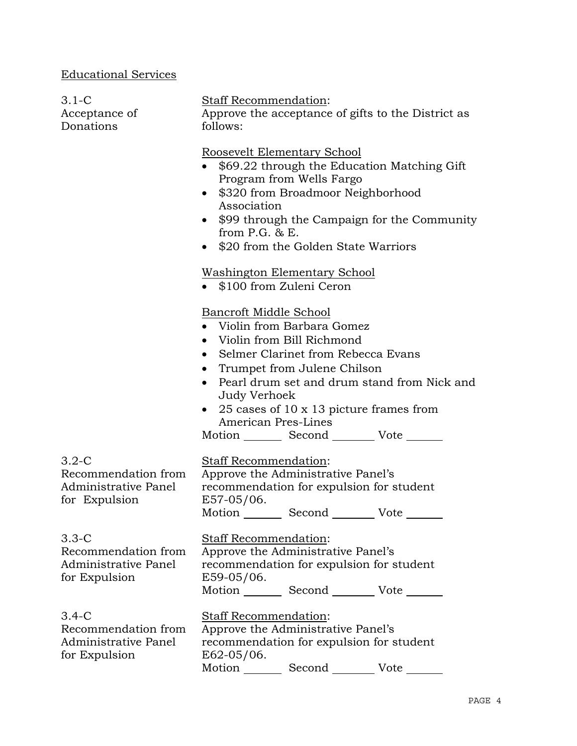## Educational Services

**3.1-C Acceptance of Donations**

Staff Recommendation:
Approve the acceptance of gifts to the District as follows:

Roosevelt Elementary School

- $69.22 through the Education Matching Gift Program from Wells Fargo
- $320 from Broadmoor Neighborhood Association
- $99 through the Campaign for the Community from P.G. & E.
- $20 from the Golden State Warriors

Washington Elementary School

- $100 from Zuleni Ceron

Bancroft Middle School

- Violin from Barbara Gomez
- Violin from Bill Richmond
- Selmer Clarinet from Rebecca Evans
- Trumpet from Julene Chilson
- Pearl drum set and drum stand from Nick and Judy Verhoek
- 25 cases of 10 x 13 picture frames from American Pres-Lines

Motion _______ Second _______ Vote _______

**3.2-C Recommendation from Administrative Panel for Expulsion**

Staff Recommendation:
Approve the Administrative Panel's recommendation for expulsion for student E57-05/06.

Motion _______ Second _______ Vote _______

**3.3-C Recommendation from Administrative Panel for Expulsion**

Staff Recommendation:
Approve the Administrative Panel's recommendation for expulsion for student E59-05/06.

Motion _______ Second _______ Vote _______

**3.4-C Recommendation from Administrative Panel for Expulsion**

Staff Recommendation:
Approve the Administrative Panel's recommendation for expulsion for student E62-05/06.

Motion _______ Second _______ Vote _______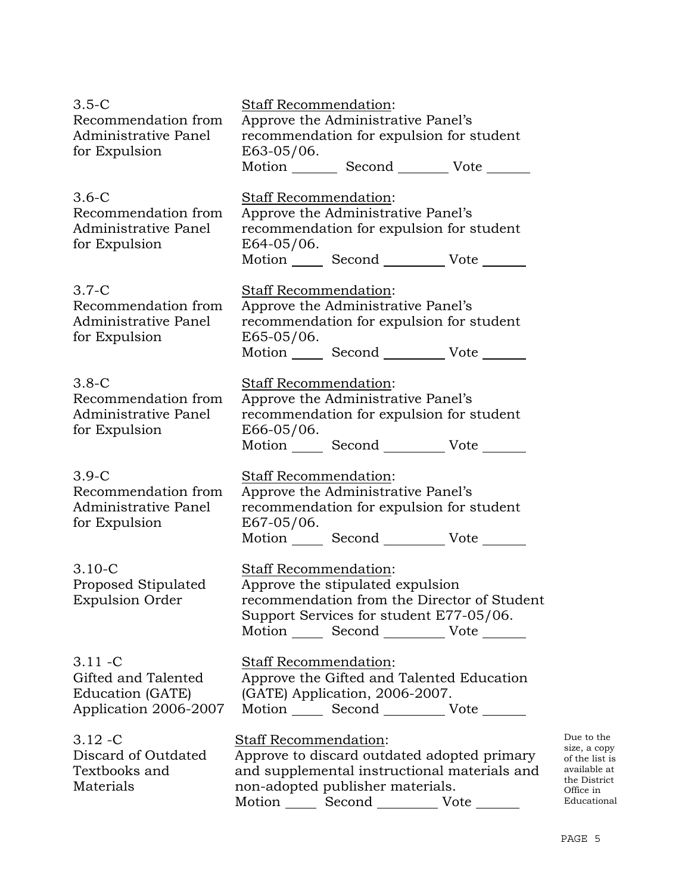3.5-C
Recommendation from Administrative Panel for Expulsion

Staff Recommendation:
Approve the Administrative Panel's recommendation for expulsion for student E63-05/06.
Motion _______ Second _______ Vote _______

3.6-C
Recommendation from Administrative Panel for Expulsion

Staff Recommendation:
Approve the Administrative Panel's recommendation for expulsion for student E64-05/06.
Motion _____ Second _________ Vote _______

3.7-C
Recommendation from Administrative Panel for Expulsion

Staff Recommendation:
Approve the Administrative Panel's recommendation for expulsion for student E65-05/06.
Motion _____ Second _________ Vote _______

3.8-C
Recommendation from Administrative Panel for Expulsion

Staff Recommendation:
Approve the Administrative Panel's recommendation for expulsion for student E66-05/06.
Motion _____ Second _________ Vote _______

3.9-C
Recommendation from Administrative Panel for Expulsion

Staff Recommendation:
Approve the Administrative Panel's recommendation for expulsion for student E67-05/06.
Motion _____ Second _________ Vote _______

3.10-C
Proposed Stipulated Expulsion Order

Staff Recommendation:
Approve the stipulated expulsion recommendation from the Director of Student Support Services for student E77-05/06.
Motion _____ Second _________ Vote _______

3.11 -C
Gifted and Talented Education (GATE) Application 2006-2007

Staff Recommendation:
Approve the Gifted and Talented Education (GATE) Application, 2006-2007.
Motion _____ Second _________ Vote _______

3.12 -C
Discard of Outdated Textbooks and Materials

Staff Recommendation:
Approve to discard outdated adopted primary and supplemental instructional materials and non-adopted publisher materials.
Motion _____ Second _________ Vote _______

Due to the size, a copy of the list is available at the District Office in Educational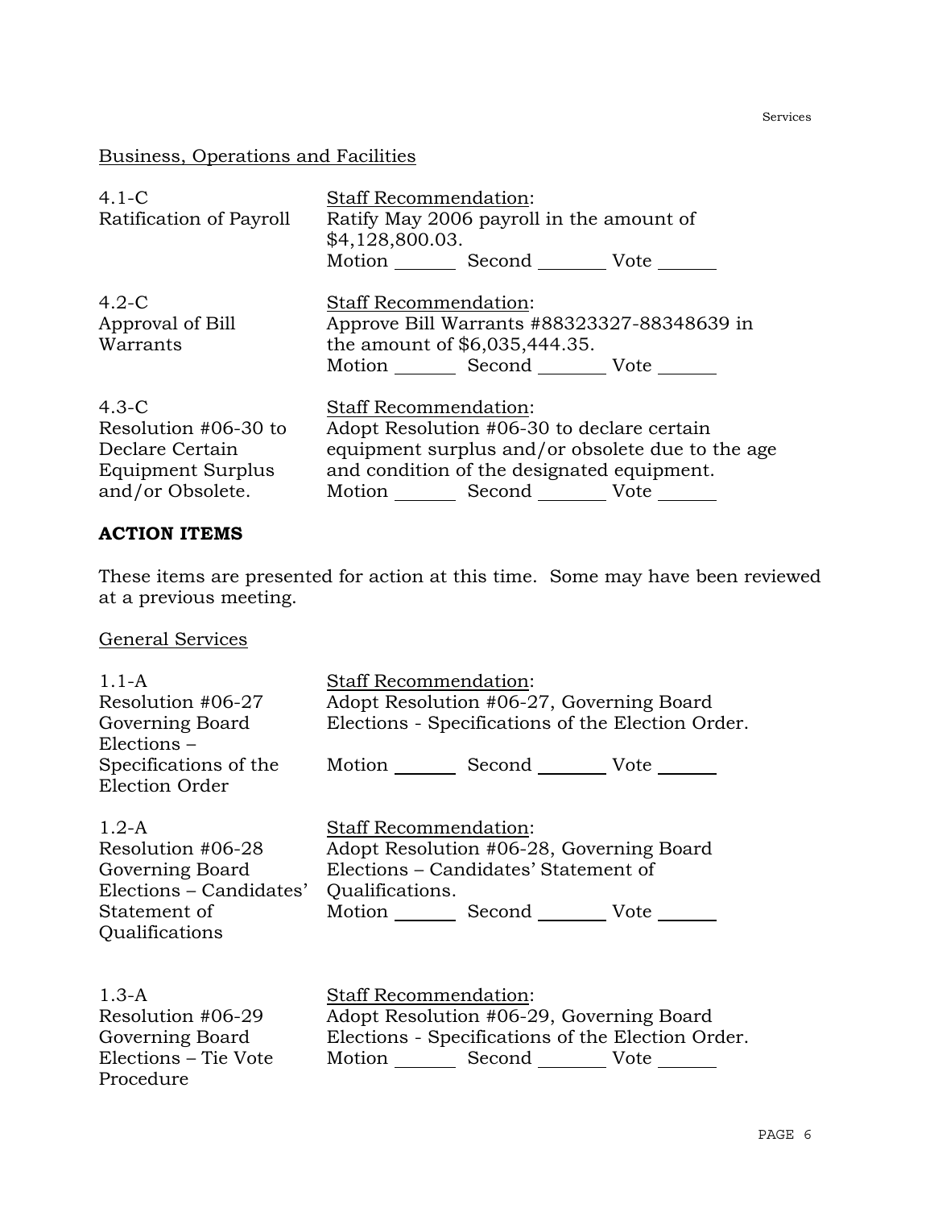## Business, Operations and Facilities

| | |
|---|---|
| 4.1-C<br>Ratification of Payroll | Staff Recommendation:<br>Ratify May 2006 payroll in the amount of $4,128,800.03.<br>Motion _______ Second _______ Vote _______ |
| 4.2-C<br>Approval of Bill Warrants | Staff Recommendation:<br>Approve Bill Warrants #88323327-88348639 in the amount of $6,035,444.35.<br>Motion _______ Second _______ Vote _______ |
| 4.3-C<br>Resolution #06-30 to Declare Certain Equipment Surplus and/or Obsolete. | Staff Recommendation:<br>Adopt Resolution #06-30 to declare certain equipment surplus and/or obsolete due to the age and condition of the designated equipment.<br>Motion _______ Second _______ Vote _______ |

## ACTION ITEMS

These items are presented for action at this time. Some may have been reviewed at a previous meeting.

## General Services

| | |
|---|---|
| 1.1-A<br>Resolution #06-27 Governing Board Elections – Specifications of the Election Order | Staff Recommendation:<br>Adopt Resolution #06-27, Governing Board Elections - Specifications of the Election Order.<br>Motion _______ Second _______ Vote _______ |
| 1.2-A<br>Resolution #06-28 Governing Board Elections – Candidates' Statement of Qualifications | Staff Recommendation:<br>Adopt Resolution #06-28, Governing Board Elections – Candidates' Statement of Qualifications.<br>Motion _______ Second _______ Vote _______ |
| 1.3-A<br>Resolution #06-29 Governing Board Elections – Tie Vote Procedure | Staff Recommendation:<br>Adopt Resolution #06-29, Governing Board Elections - Specifications of the Election Order.<br>Motion _______ Second _______ Vote _______ |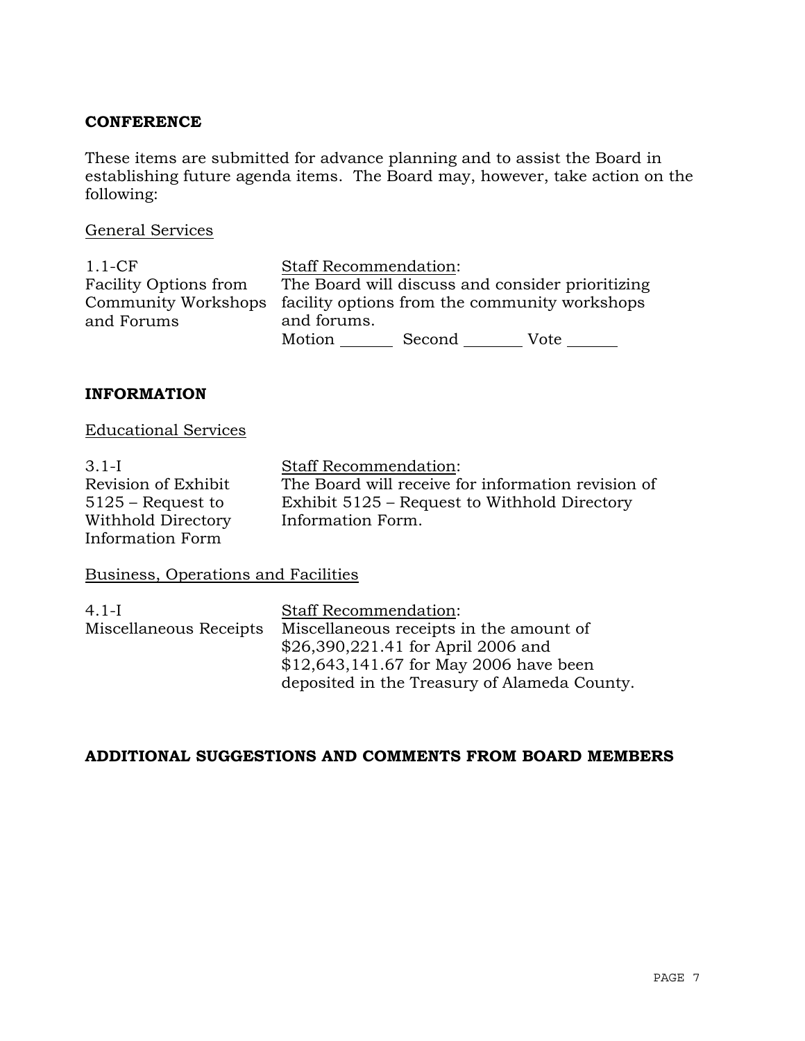**CONFERENCE**

These items are submitted for advance planning and to assist the Board in establishing future agenda items. The Board may, however, take action on the following:

General Services

| | |
|---|---|
| 1.1-CF<br>Facility Options from Community Workshops and Forums | Staff Recommendation:<br>The Board will discuss and consider prioritizing facility options from the community workshops and forums.<br>Motion _______ Second _______ Vote _______ |

**INFORMATION**

Educational Services

| | |
|---|---|
| 3.1-I<br>Revision of Exhibit 5125 – Request to Withhold Directory Information Form | Staff Recommendation:<br>The Board will receive for information revision of Exhibit 5125 – Request to Withhold Directory Information Form. |

Business, Operations and Facilities

| | |
|---|---|
| 4.1-I<br>Miscellaneous Receipts | Staff Recommendation:<br>Miscellaneous receipts in the amount of $26,390,221.41 for April 2006 and $12,643,141.67 for May 2006 have been deposited in the Treasury of Alameda County. |

**ADDITIONAL SUGGESTIONS AND COMMENTS FROM BOARD MEMBERS**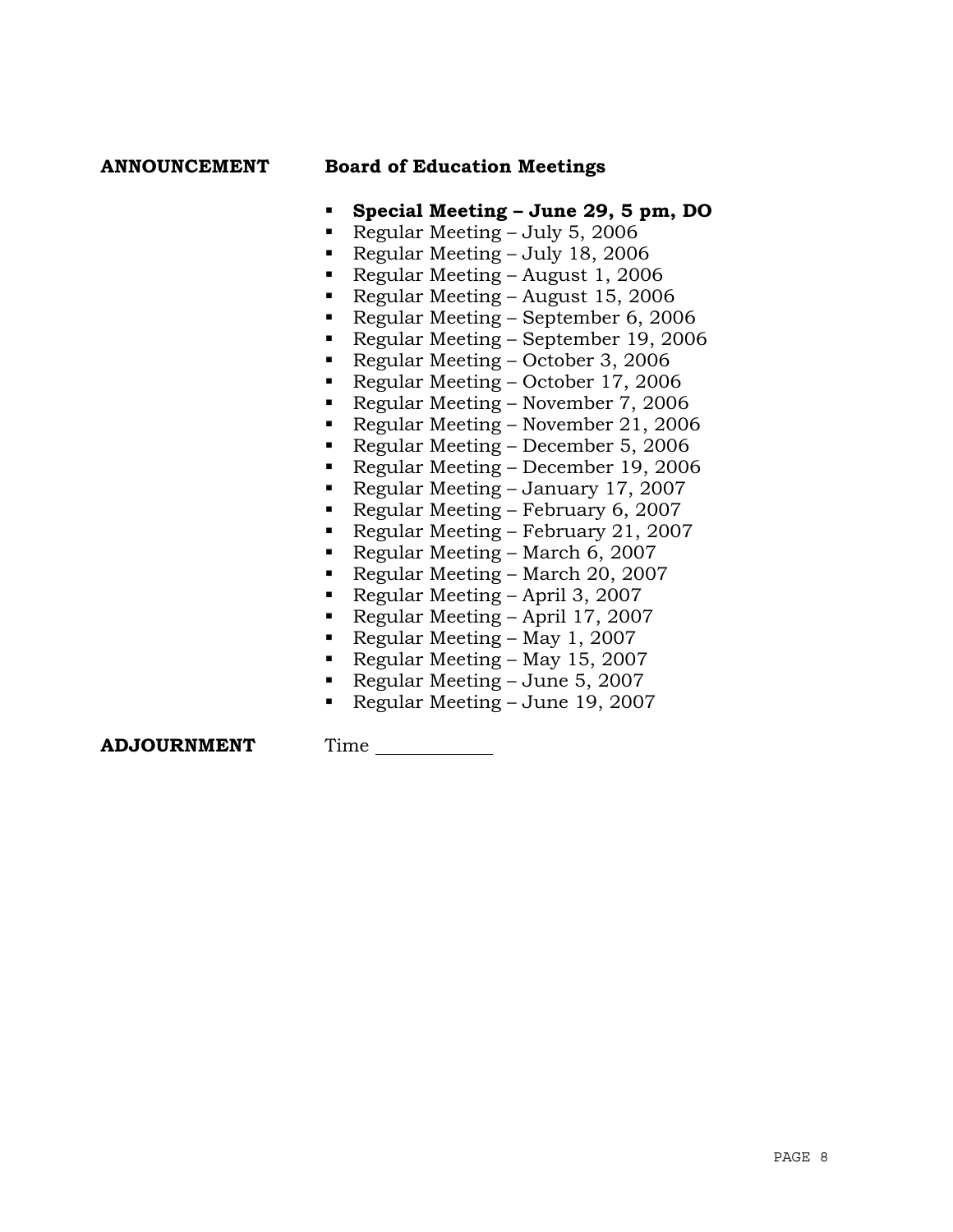**ANNOUNCEMENT** **Board of Education Meetings**

- **Special Meeting – June 29, 5 pm, DO**
- Regular Meeting – July 5, 2006
- Regular Meeting – July 18, 2006
- Regular Meeting – August 1, 2006
- Regular Meeting – August 15, 2006
- Regular Meeting – September 6, 2006
- Regular Meeting – September 19, 2006
- Regular Meeting – October 3, 2006
- Regular Meeting – October 17, 2006
- Regular Meeting – November 7, 2006
- Regular Meeting – November 21, 2006
- Regular Meeting – December 5, 2006
- Regular Meeting – December 19, 2006
- Regular Meeting – January 17, 2007
- Regular Meeting – February 6, 2007
- Regular Meeting – February 21, 2007
- Regular Meeting – March 6, 2007
- Regular Meeting – March 20, 2007
- Regular Meeting – April 3, 2007
- Regular Meeting – April 17, 2007
- Regular Meeting – May 1, 2007
- Regular Meeting – May 15, 2007
- Regular Meeting – June 5, 2007
- Regular Meeting – June 19, 2007

**ADJOURNMENT** Time ____________